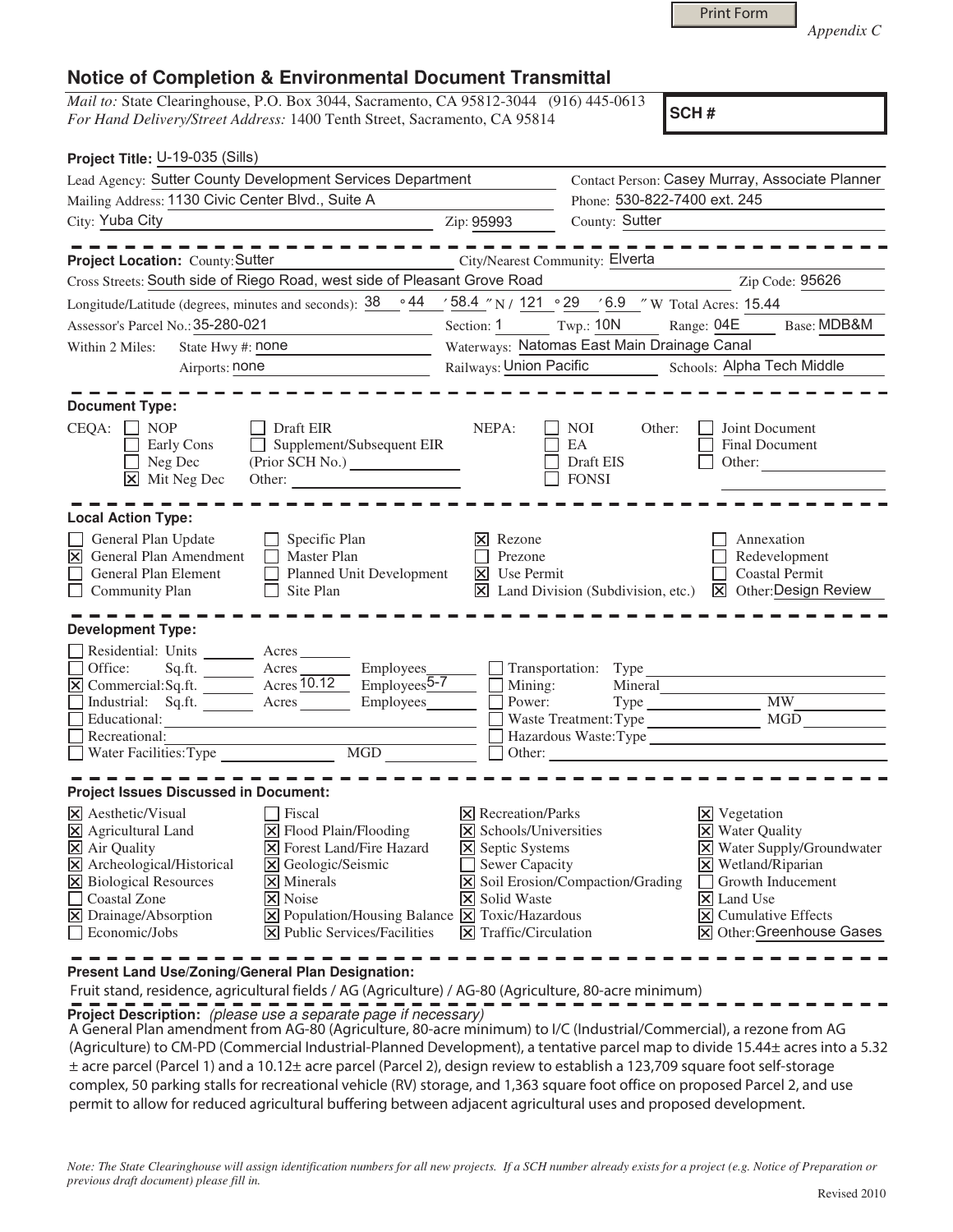Print Form

*Appendix C*

# Notice of Completion & Environmental Document Transmittal

*Mail to:* State Clearinghouse, P.O. Box 3044, Sacramento, CA 95812-3044 (916) 445-0613
*For Hand Delivery/Street Address:* 1400 Tenth Street, Sacramento, CA 95814

**SCH #**

**Project Title:** U-19-035 (Sills)

Lead Agency: Sutter County Development Services Department
Contact Person: Casey Murray, Associate Planner
Mailing Address: 1130 Civic Center Blvd., Suite A
Phone: 530-822-7400 ext. 245
City: Yuba City
Zip: 95993
County: Sutter

---

**Project Location:** County: Sutter
City/Nearest Community: Elverta
Cross Streets: South side of Riego Road, west side of Pleasant Grove Road
Zip Code: 95626
Longitude/Latitude (degrees, minutes and seconds): 38 ° 44 ′ 58.4 ″ N / 121 ° 29 ′ 6.9 ″ W Total Acres: 15.44
Assessor's Parcel No.: 35-280-021
Section: 1 Twp.: 10N Range: 04E Base: MDB&M
Within 2 Miles: State Hwy #: none
Waterways: Natomas East Main Drainage Canal
Airports: none
Railways: Union Pacific
Schools: Alpha Tech Middle

---

**Document Type:**

CEQA:
- [ ] NOP
- [ ] Early Cons
- [ ] Neg Dec
- [x] Mit Neg Dec
- [ ] Draft EIR
- [ ] Supplement/Subsequent EIR (Prior SCH No.) ______
- Other: ______

NEPA:
- [ ] NOI
- [ ] EA
- [ ] Draft EIS
- [ ] FONSI

Other:
- [ ] Joint Document
- [ ] Final Document
- [ ] Other: ______

---

**Local Action Type:**

- [ ] General Plan Update
- [x] General Plan Amendment
- [ ] General Plan Element
- [ ] Community Plan
- [ ] Specific Plan
- [ ] Master Plan
- [ ] Planned Unit Development
- [ ] Site Plan
- [x] Rezone
- [ ] Prezone
- [x] Use Permit
- [x] Land Division (Subdivision, etc.)
- [ ] Annexation
- [ ] Redevelopment
- [ ] Coastal Permit
- [x] Other: Design Review

---

**Development Type:**

- [ ] Residential: Units ______ Acres ______
- [ ] Office: Sq.ft. ______ Acres ______ Employees ______
- [x] Commercial: Sq.ft. ______ Acres 10.12 Employees 5-7
- [ ] Industrial: Sq.ft. ______ Acres ______ Employees ______
- [ ] Educational: ______
- [ ] Recreational: ______
- [ ] Water Facilities: Type ______ MGD ______
- [ ] Transportation: Type ______
- [ ] Mining: Mineral ______
- [ ] Power: Type ______ MW ______
- [ ] Waste Treatment: Type ______ MGD ______
- [ ] Hazardous Waste: Type ______
- [ ] Other: ______

---

**Project Issues Discussed in Document:**

- [x] Aesthetic/Visual
- [x] Agricultural Land
- [x] Air Quality
- [x] Archeological/Historical
- [x] Biological Resources
- [ ] Coastal Zone
- [x] Drainage/Absorption
- [ ] Economic/Jobs
- [ ] Fiscal
- [x] Flood Plain/Flooding
- [x] Forest Land/Fire Hazard
- [x] Geologic/Seismic
- [x] Minerals
- [x] Noise
- [x] Population/Housing Balance
- [x] Public Services/Facilities
- [x] Recreation/Parks
- [x] Schools/Universities
- [x] Septic Systems
- [ ] Sewer Capacity
- [x] Soil Erosion/Compaction/Grading
- [x] Solid Waste
- [x] Toxic/Hazardous
- [x] Traffic/Circulation
- [x] Vegetation
- [x] Water Quality
- [x] Water Supply/Groundwater
- [x] Wetland/Riparian
- [ ] Growth Inducement
- [x] Land Use
- [x] Cumulative Effects
- [x] Other: Greenhouse Gases

---

**Present Land Use/Zoning/General Plan Designation:**

Fruit stand, residence, agricultural fields / AG (Agriculture) / AG-80 (Agriculture, 80-acre minimum)

---

**Project Description:** *(please use a separate page if necessary)*

A General Plan amendment from AG-80 (Agriculture, 80-acre minimum) to I/C (Industrial/Commercial), a rezone from AG (Agriculture) to CM-PD (Commercial Industrial-Planned Development), a tentative parcel map to divide 15.44± acres into a 5.32 ± acre parcel (Parcel 1) and a 10.12± acre parcel (Parcel 2), design review to establish a 123,709 square foot self-storage complex, 50 parking stalls for recreational vehicle (RV) storage, and 1,363 square foot office on proposed Parcel 2, and use permit to allow for reduced agricultural buffering between adjacent agricultural uses and proposed development.

*Note: The State Clearinghouse will assign identification numbers for all new projects. If a SCH number already exists for a project (e.g. Notice of Preparation or previous draft document) please fill in.*

Revised 2010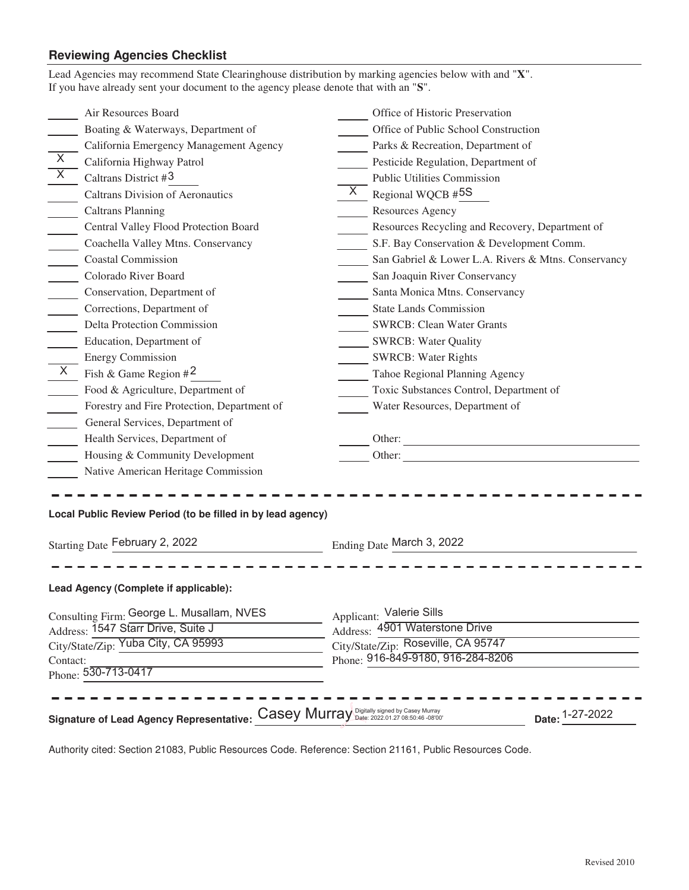## Reviewing Agencies Checklist

Lead Agencies may recommend State Clearinghouse distribution by marking agencies below with and "**X**".
If you have already sent your document to the agency please denote that with an "**S**".

| | | | |
|---|---|---|---|
| | Air Resources Board | | Office of Historic Preservation |
| | Boating & Waterways, Department of | | Office of Public School Construction |
| | California Emergency Management Agency | | Parks & Recreation, Department of |
| X | California Highway Patrol | | Pesticide Regulation, Department of |
| X | Caltrans District #3 | | Public Utilities Commission |
| | Caltrans Division of Aeronautics | X | Regional WQCB #5S |
| | Caltrans Planning | | Resources Agency |
| | Central Valley Flood Protection Board | | Resources Recycling and Recovery, Department of |
| | Coachella Valley Mtns. Conservancy | | S.F. Bay Conservation & Development Comm. |
| | Coastal Commission | | San Gabriel & Lower L.A. Rivers & Mtns. Conservancy |
| | Colorado River Board | | San Joaquin River Conservancy |
| | Conservation, Department of | | Santa Monica Mtns. Conservancy |
| | Corrections, Department of | | State Lands Commission |
| | Delta Protection Commission | | SWRCB: Clean Water Grants |
| | Education, Department of | | SWRCB: Water Quality |
| | Energy Commission | | SWRCB: Water Rights |
| X | Fish & Game Region #2 | | Tahoe Regional Planning Agency |
| | Food & Agriculture, Department of | | Toxic Substances Control, Department of |
| | Forestry and Fire Protection, Department of | | Water Resources, Department of |
| | General Services, Department of | | |
| | Health Services, Department of | | Other: |
| | Housing & Community Development | | Other: |
| | Native American Heritage Commission | | |

---

**Local Public Review Period (to be filled in by lead agency)**

Starting Date February 2, 2022 Ending Date March 3, 2022

---

**Lead Agency (Complete if applicable):**

Consulting Firm: George L. Musallam, NVES
Address: 1547 Starr Drive, Suite J
City/State/Zip: Yuba City, CA 95993
Contact:
Phone: 530-713-0417

Applicant: Valerie Sills
Address: 4901 Waterstone Drive
City/State/Zip: Roseville, CA 95747
Phone: 916-849-9180, 916-284-8206

---

**Signature of Lead Agency Representative:** Casey Murray Digitally signed by Casey Murray Date: 2022.01.27 08:50:46 -08'00' **Date:** 1-27-2022

Authority cited: Section 21083, Public Resources Code. Reference: Section 21161, Public Resources Code.

Revised 2010